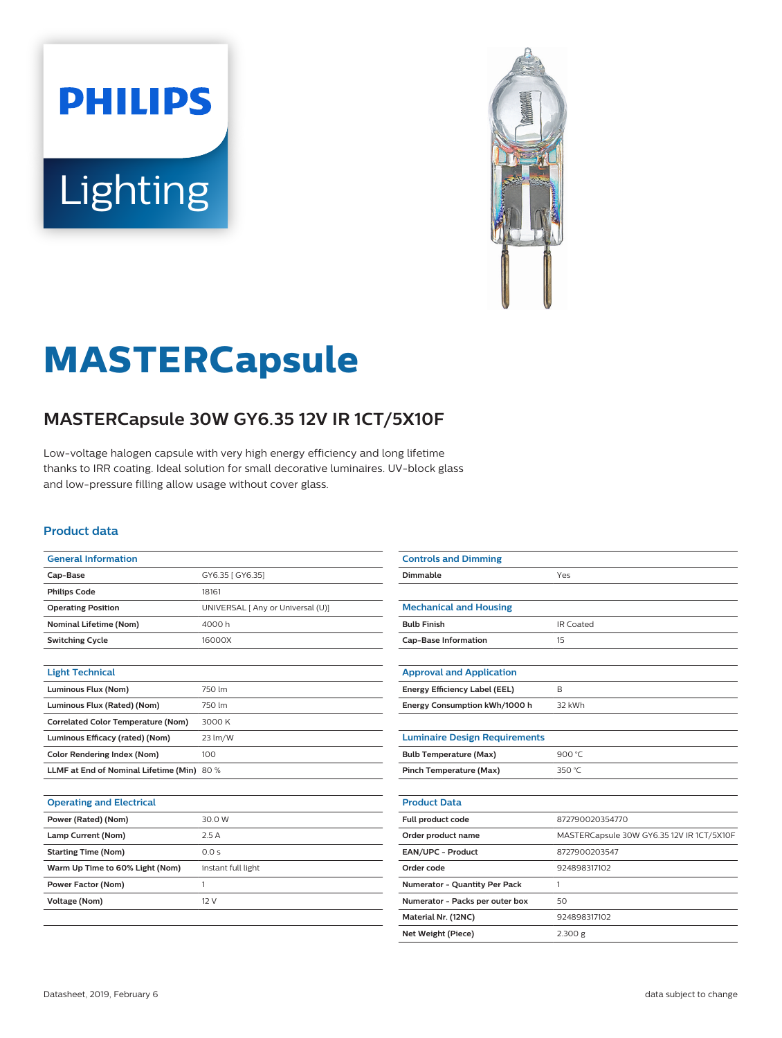PHILIPS

Lighting

# MASTERCapsule

## MASTERCapsule 30W GY6.35 12V IR 1CT/5X10F

Low-voltage halogen capsule with very high energy efficiency and long lifetime thanks to IRR coating. Ideal solution for small decorative luminaires. UV-block glass and low-pressure filling allow usage without cover glass.

### Product data

| General Information | |
|---|---|
| **Cap-Base** | GY6.35 [ GY6.35] |
| **Philips Code** | 18161 |
| **Operating Position** | UNIVERSAL [ Any or Universal (U)] |
| **Nominal Lifetime (Nom)** | 4000 h |
| **Switching Cycle** | 16000X |

| Light Technical | |
|---|---|
| **Luminous Flux (Nom)** | 750 lm |
| **Luminous Flux (Rated) (Nom)** | 750 lm |
| **Correlated Color Temperature (Nom)** | 3000 K |
| **Luminous Efficacy (rated) (Nom)** | 23 lm/W |
| **Color Rendering Index (Nom)** | 100 |
| **LLMF at End of Nominal Lifetime (Min)** | 80 % |

| Operating and Electrical | |
|---|---|
| **Power (Rated) (Nom)** | 30.0 W |
| **Lamp Current (Nom)** | 2.5 A |
| **Starting Time (Nom)** | 0.0 s |
| **Warm Up Time to 60% Light (Nom)** | instant full light |
| **Power Factor (Nom)** | 1 |
| **Voltage (Nom)** | 12 V |

| Controls and Dimming | |
|---|---|
| **Dimmable** | Yes |

| Mechanical and Housing | |
|---|---|
| **Bulb Finish** | IR Coated |
| **Cap-Base Information** | 15 |

| Approval and Application | |
|---|---|
| **Energy Efficiency Label (EEL)** | B |
| **Energy Consumption kWh/1000 h** | 32 kWh |

| Luminaire Design Requirements | |
|---|---|
| **Bulb Temperature (Max)** | 900 °C |
| **Pinch Temperature (Max)** | 350 °C |

| Product Data | |
|---|---|
| **Full product code** | 872790020354770 |
| **Order product name** | MASTERCapsule 30W GY6.35 12V IR 1CT/5X10F |
| **EAN/UPC - Product** | 8727900203547 |
| **Order code** | 924898317102 |
| **Numerator - Quantity Per Pack** | 1 |
| **Numerator - Packs per outer box** | 50 |
| **Material Nr. (12NC)** | 924898317102 |
| **Net Weight (Piece)** | 2.300 g |

Datasheet, 2019, February 6

data subject to change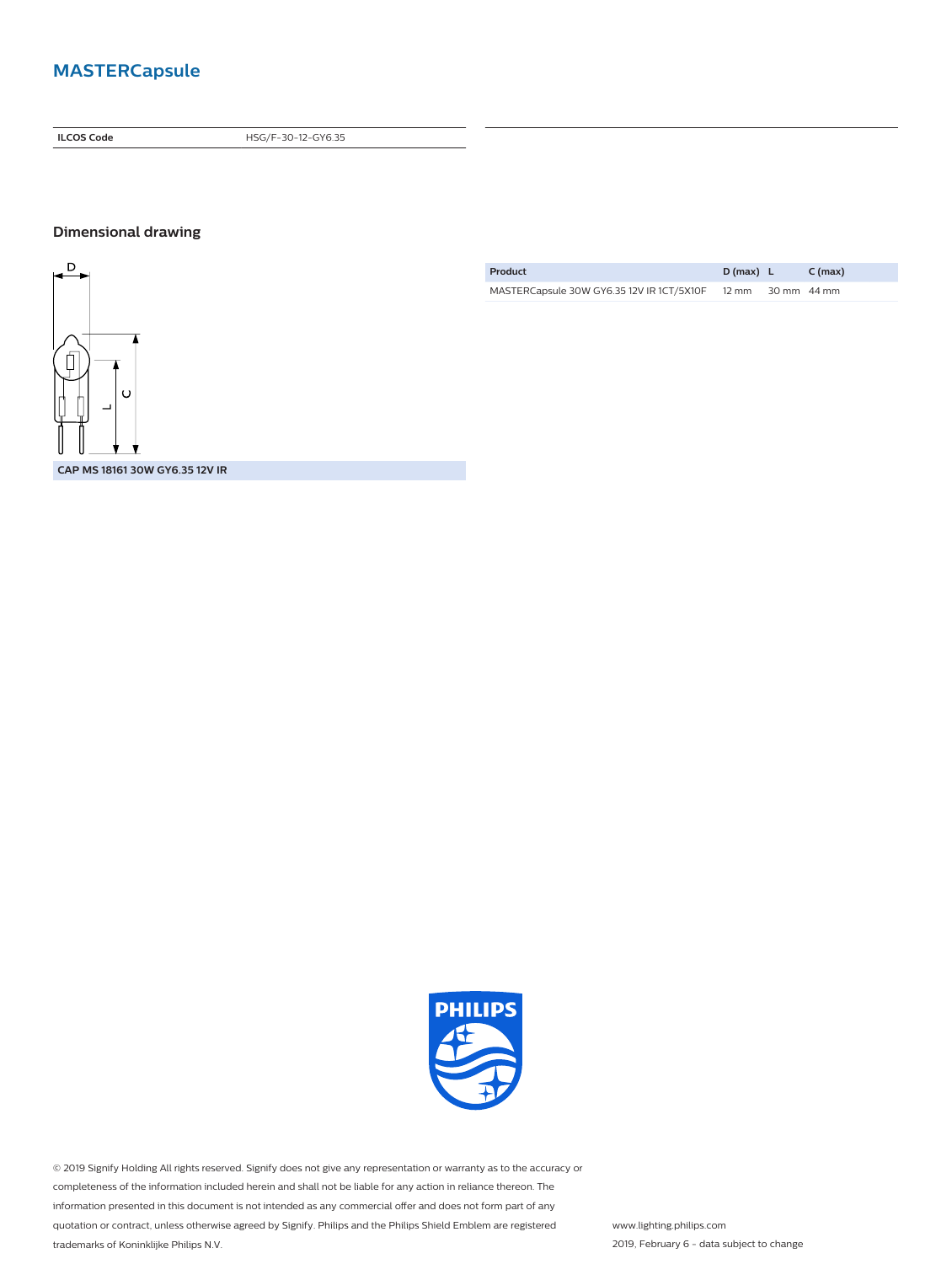## MASTERCapsule

| | |
|---|---|
| **ILCOS Code** | HSG/F-30-12-GY6.35 |

### Dimensional drawing

D

L

C

**CAP MS 18161 30W GY6.35 12V IR**

| Product | D (max) | L | C (max) |
|---|---|---|---|
| MASTERCapsule 30W GY6.35 12V IR 1CT/5X10F | 12 mm | 30 mm | 44 mm |

© 2019 Signify Holding All rights reserved. Signify does not give any representation or warranty as to the accuracy or completeness of the information included herein and shall not be liable for any action in reliance thereon. The information presented in this document is not intended as any commercial offer and does not form part of any quotation or contract, unless otherwise agreed by Signify. Philips and the Philips Shield Emblem are registered trademarks of Koninklijke Philips N.V.

www.lighting.philips.com

2019, February 6 - data subject to change